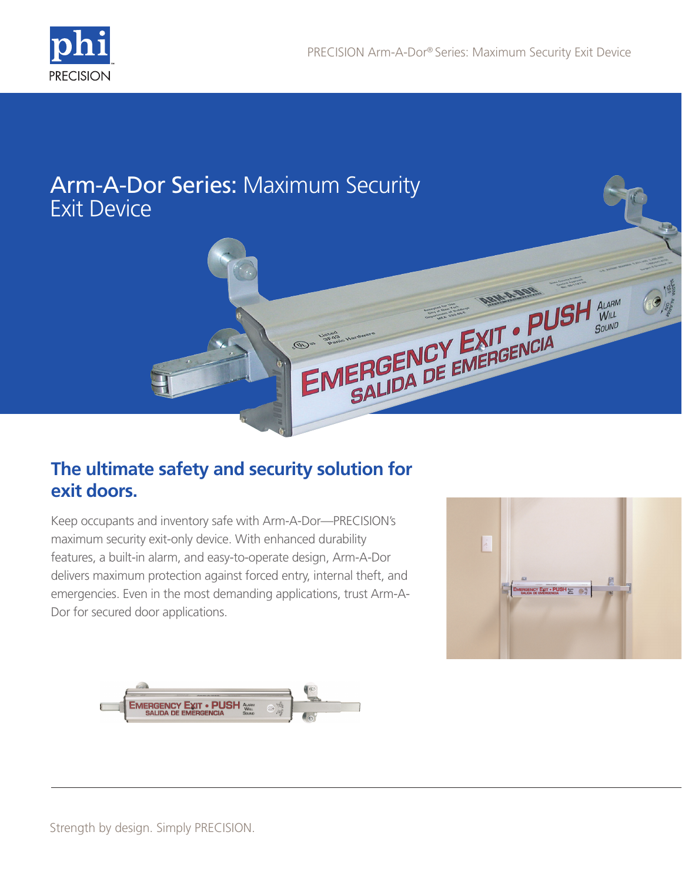# Arm-A-Dor Series: Maximum Security Exit Device

## The ultimate safety and security solution for exit doors.

Keep occupants and inventory safe with Arm-A-Dor—PRECISION's maximum security exit-only device. With enhanced durability features, a built-in alarm, and easy-to-operate design, Arm-A-Dor delivers maximum protection against forced entry, internal theft, and emergencies. Even in the most demanding applications, trust Arm-A-Dor for secured door applications.

Strength by design. Simply PRECISION.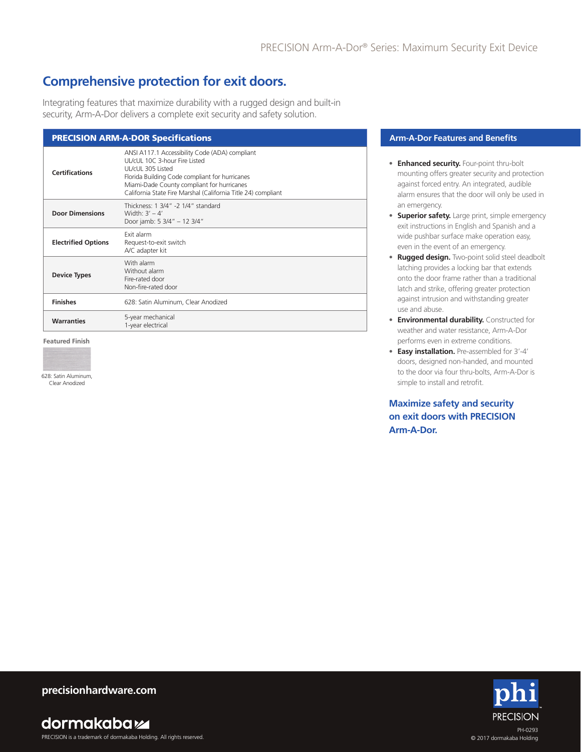## Comprehensive protection for exit doors.

Integrating features that maximize durability with a rugged design and built-in security, Arm-A-Dor delivers a complete exit security and safety solution.

| PRECISION ARM-A-DOR Specifications | |
|---|---|
| **Certifications** | ANSI A117.1 Accessibility Code (ADA) compliant<br>UL/cUL 10C 3-hour Fire Listed<br>UL/cUL 305 Listed<br>Florida Building Code compliant for hurricanes<br>Miami-Dade County compliant for hurricanes<br>California State Fire Marshal (California Title 24) compliant |
| **Door Dimensions** | Thickness: 1 3/4" -2 1/4" standard<br>Width: 3' – 4'<br>Door jamb: 5 3/4" – 12 3/4" |
| **Electrified Options** | Exit alarm<br>Request-to-exit switch<br>A/C adapter kit |
| **Device Types** | With alarm<br>Without alarm<br>Fire-rated door<br>Non-fire-rated door |
| **Finishes** | 628: Satin Aluminum, Clear Anodized |
| **Warranties** | 5-year mechanical<br>1-year electrical |

**Featured Finish**

628: Satin Aluminum, Clear Anodized

### Arm-A-Dor Features and Benefits

- **Enhanced security.** Four-point thru-bolt mounting offers greater security and protection against forced entry. An integrated, audible alarm ensures that the door will only be used in an emergency.
- **Superior safety.** Large print, simple emergency exit instructions in English and Spanish and a wide pushbar surface make operation easy, even in the event of an emergency.
- **Rugged design.** Two-point solid steel deadbolt latching provides a locking bar that extends onto the door frame rather than a traditional latch and strike, offering greater protection against intrusion and withstanding greater use and abuse.
- **Environmental durability.** Constructed for weather and water resistance, Arm-A-Dor performs even in extreme conditions.
- **Easy installation.** Pre-assembled for 3'-4' doors, designed non-handed, and mounted to the door via four thru-bolts, Arm-A-Dor is simple to install and retrofit.

**Maximize safety and security on exit doors with PRECISION Arm-A-Dor.**

**precisionhardware.com**

dormakaba

PRECISION is a trademark of dormakaba Holding. All rights reserved.

phi PRECISION

PH-0293

© 2017 dormakaba Holding